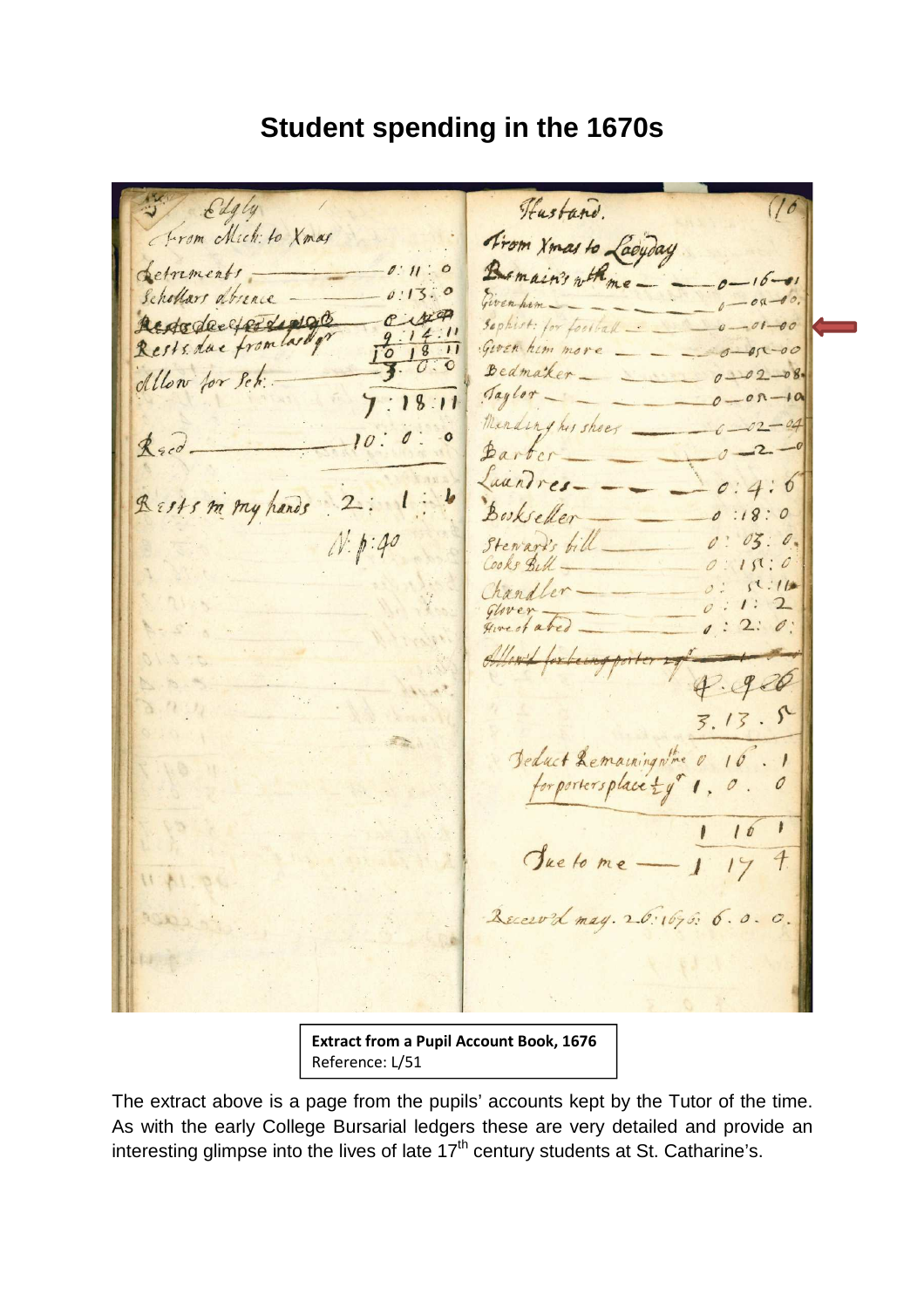# Student spending in the 1670s

**Extract from a Pupil Account Book, 1676**
Reference: L/51

The extract above is a page from the pupils' accounts kept by the Tutor of the time. As with the early College Bursarial ledgers these are very detailed and provide an interesting glimpse into the lives of late 17th century students at St. Catharine's.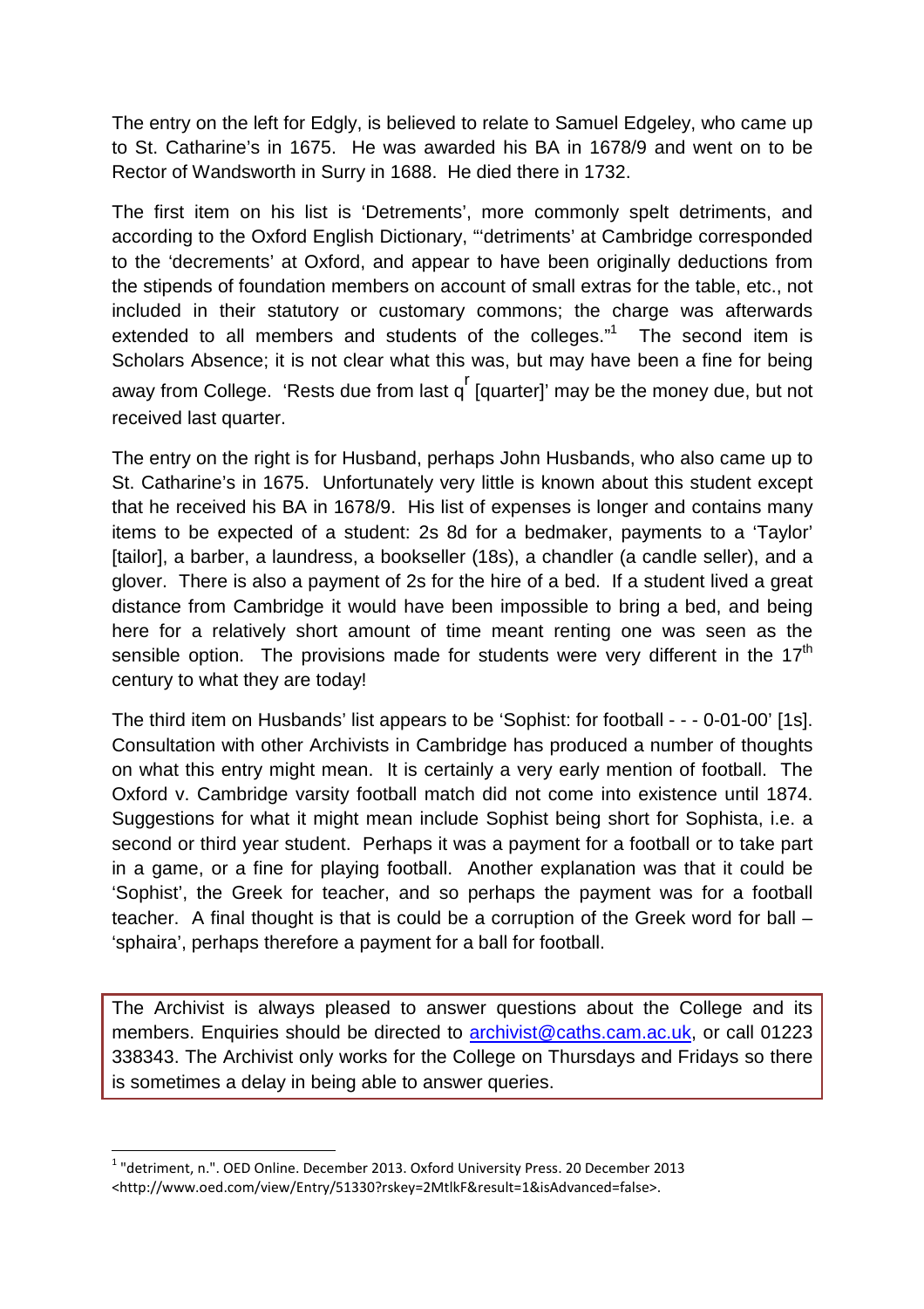The entry on the left for Edgly, is believed to relate to Samuel Edgeley, who came up to St. Catharine's in 1675. He was awarded his BA in 1678/9 and went on to be Rector of Wandsworth in Surry in 1688. He died there in 1732.

The first item on his list is 'Detrements', more commonly spelt detriments, and according to the Oxford English Dictionary, "'detriments' at Cambridge corresponded to the 'decrements' at Oxford, and appear to have been originally deductions from the stipends of foundation members on account of small extras for the table, etc., not included in their statutory or customary commons; the charge was afterwards extended to all members and students of the colleges."[1] The second item is Scholars Absence; it is not clear what this was, but may have been a fine for being away from College. 'Rests due from last q$^{r}$ [quarter]' may be the money due, but not received last quarter.

The entry on the right is for Husband, perhaps John Husbands, who also came up to St. Catharine's in 1675. Unfortunately very little is known about this student except that he received his BA in 1678/9. His list of expenses is longer and contains many items to be expected of a student: 2s 8d for a bedmaker, payments to a 'Taylor' [tailor], a barber, a laundress, a bookseller (18s), a chandler (a candle seller), and a glover. There is also a payment of 2s for the hire of a bed. If a student lived a great distance from Cambridge it would have been impossible to bring a bed, and being here for a relatively short amount of time meant renting one was seen as the sensible option. The provisions made for students were very different in the 17$^{th}$ century to what they are today!

The third item on Husbands' list appears to be 'Sophist: for football - - - 0-01-00' [1s]. Consultation with other Archivists in Cambridge has produced a number of thoughts on what this entry might mean. It is certainly a very early mention of football. The Oxford v. Cambridge varsity football match did not come into existence until 1874. Suggestions for what it might mean include Sophist being short for Sophista, i.e. a second or third year student. Perhaps it was a payment for a football or to take part in a game, or a fine for playing football. Another explanation was that it could be 'Sophist', the Greek for teacher, and so perhaps the payment was for a football teacher. A final thought is that is could be a corruption of the Greek word for ball – 'sphaira', perhaps therefore a payment for a ball for football.

The Archivist is always pleased to answer questions about the College and its members. Enquiries should be directed to archivist@caths.cam.ac.uk, or call 01223 338343. The Archivist only works for the College on Thursdays and Fridays so there is sometimes a delay in being able to answer queries.

[1] "detriment, n.". OED Online. December 2013. Oxford University Press. 20 December 2013 <http://www.oed.com/view/Entry/51330?rskey=2MtlkF&result=1&isAdvanced=false>.